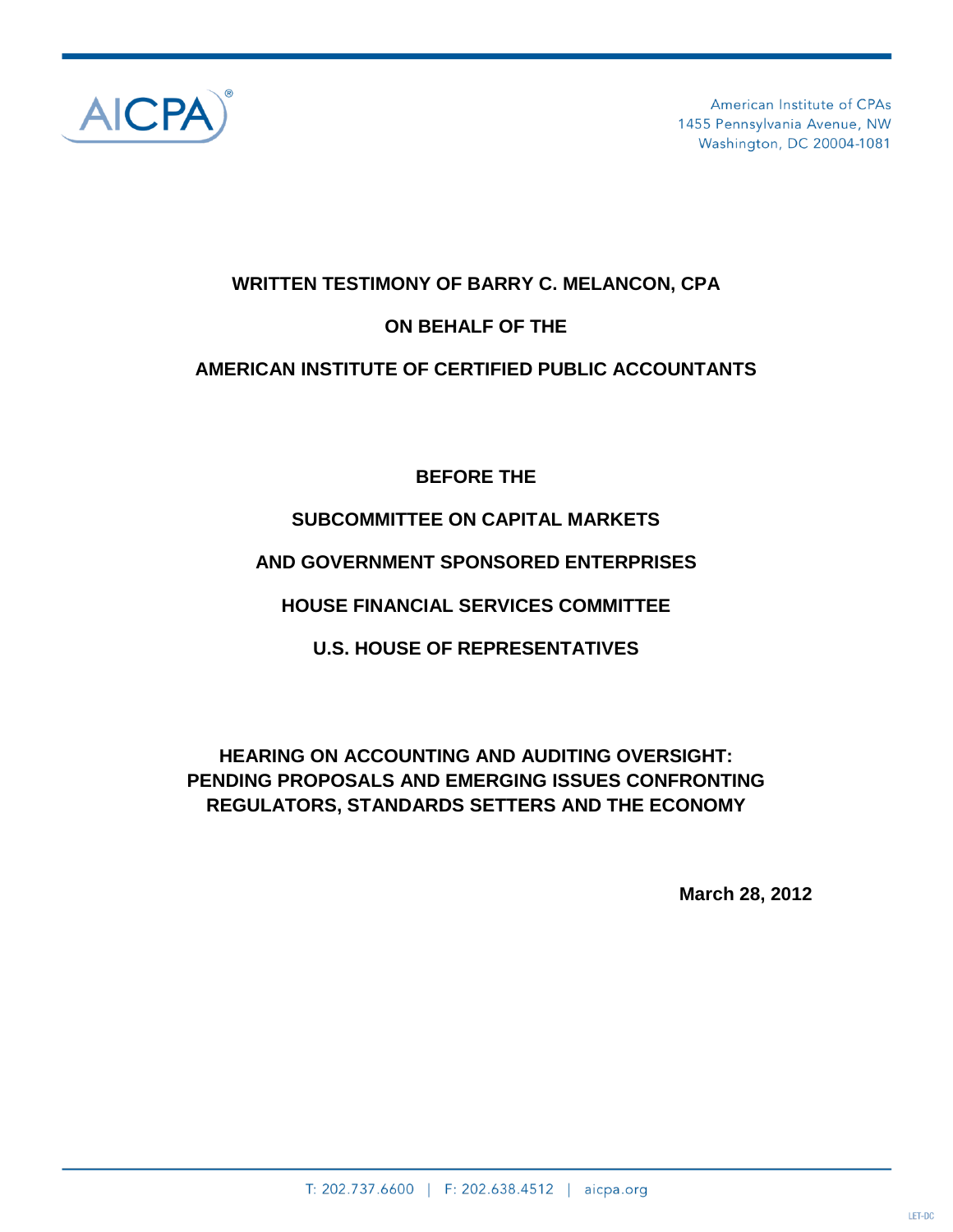AICPA

American Institute of CPAs
1455 Pennsylvania Avenue, NW
Washington, DC 20004-1081

**WRITTEN TESTIMONY OF BARRY C. MELANCON, CPA**

**ON BEHALF OF THE**

**AMERICAN INSTITUTE OF CERTIFIED PUBLIC ACCOUNTANTS**

**BEFORE THE**

**SUBCOMMITTEE ON CAPITAL MARKETS**

**AND GOVERNMENT SPONSORED ENTERPRISES**

**HOUSE FINANCIAL SERVICES COMMITTEE**

**U.S. HOUSE OF REPRESENTATIVES**

**HEARING ON ACCOUNTING AND AUDITING OVERSIGHT: PENDING PROPOSALS AND EMERGING ISSUES CONFRONTING REGULATORS, STANDARDS SETTERS AND THE ECONOMY**

**March 28, 2012**

T: 202.737.6600 | F: 202.638.4512 | aicpa.org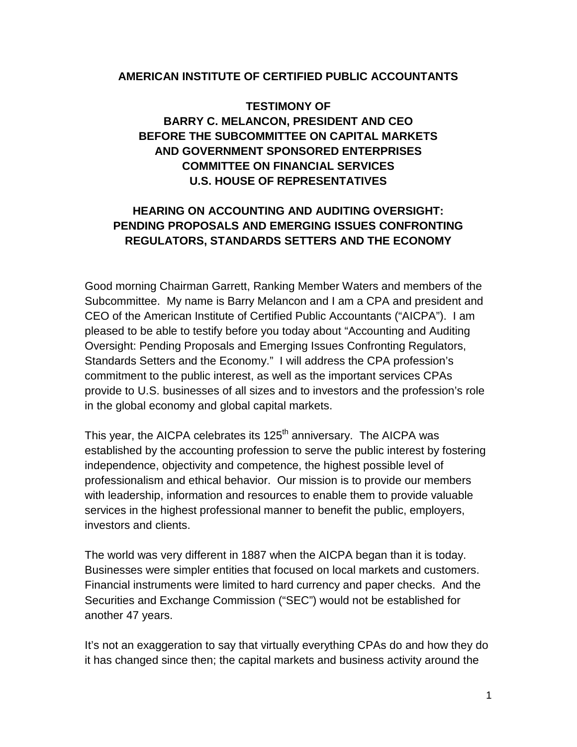**AMERICAN INSTITUTE OF CERTIFIED PUBLIC ACCOUNTANTS**

**TESTIMONY OF**
**BARRY C. MELANCON, PRESIDENT AND CEO**
**BEFORE THE SUBCOMMITTEE ON CAPITAL MARKETS**
**AND GOVERNMENT SPONSORED ENTERPRISES**
**COMMITTEE ON FINANCIAL SERVICES**
**U.S. HOUSE OF REPRESENTATIVES**

**HEARING ON ACCOUNTING AND AUDITING OVERSIGHT:**
**PENDING PROPOSALS AND EMERGING ISSUES CONFRONTING**
**REGULATORS, STANDARDS SETTERS AND THE ECONOMY**

Good morning Chairman Garrett, Ranking Member Waters and members of the Subcommittee. My name is Barry Melancon and I am a CPA and president and CEO of the American Institute of Certified Public Accountants ("AICPA"). I am pleased to be able to testify before you today about "Accounting and Auditing Oversight: Pending Proposals and Emerging Issues Confronting Regulators, Standards Setters and the Economy." I will address the CPA profession's commitment to the public interest, as well as the important services CPAs provide to U.S. businesses of all sizes and to investors and the profession's role in the global economy and global capital markets.

This year, the AICPA celebrates its 125th anniversary. The AICPA was established by the accounting profession to serve the public interest by fostering independence, objectivity and competence, the highest possible level of professionalism and ethical behavior. Our mission is to provide our members with leadership, information and resources to enable them to provide valuable services in the highest professional manner to benefit the public, employers, investors and clients.

The world was very different in 1887 when the AICPA began than it is today. Businesses were simpler entities that focused on local markets and customers. Financial instruments were limited to hard currency and paper checks. And the Securities and Exchange Commission ("SEC") would not be established for another 47 years.

It's not an exaggeration to say that virtually everything CPAs do and how they do it has changed since then; the capital markets and business activity around the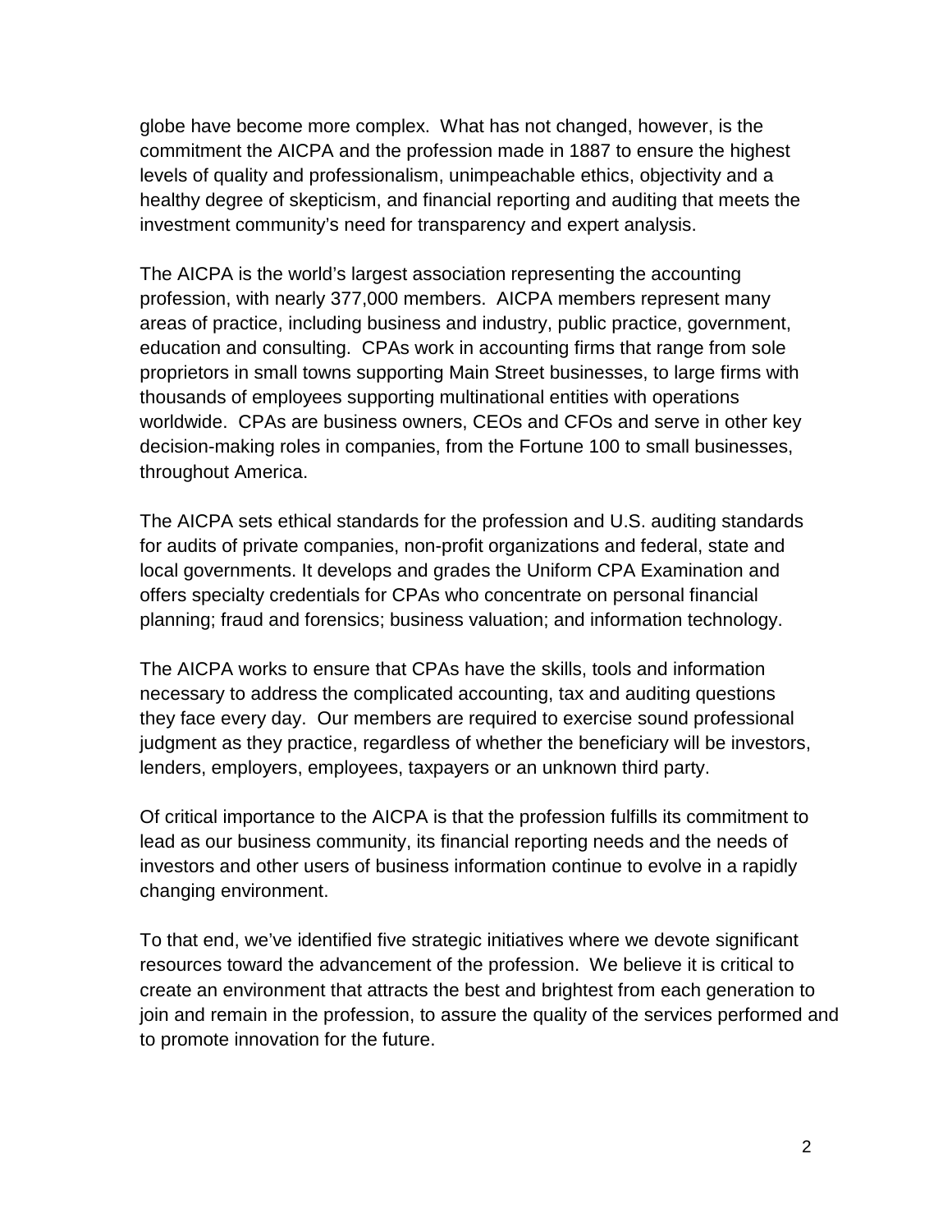globe have become more complex. What has not changed, however, is the commitment the AICPA and the profession made in 1887 to ensure the highest levels of quality and professionalism, unimpeachable ethics, objectivity and a healthy degree of skepticism, and financial reporting and auditing that meets the investment community's need for transparency and expert analysis.

The AICPA is the world's largest association representing the accounting profession, with nearly 377,000 members. AICPA members represent many areas of practice, including business and industry, public practice, government, education and consulting. CPAs work in accounting firms that range from sole proprietors in small towns supporting Main Street businesses, to large firms with thousands of employees supporting multinational entities with operations worldwide. CPAs are business owners, CEOs and CFOs and serve in other key decision-making roles in companies, from the Fortune 100 to small businesses, throughout America.

The AICPA sets ethical standards for the profession and U.S. auditing standards for audits of private companies, non-profit organizations and federal, state and local governments. It develops and grades the Uniform CPA Examination and offers specialty credentials for CPAs who concentrate on personal financial planning; fraud and forensics; business valuation; and information technology.

The AICPA works to ensure that CPAs have the skills, tools and information necessary to address the complicated accounting, tax and auditing questions they face every day. Our members are required to exercise sound professional judgment as they practice, regardless of whether the beneficiary will be investors, lenders, employers, employees, taxpayers or an unknown third party.

Of critical importance to the AICPA is that the profession fulfills its commitment to lead as our business community, its financial reporting needs and the needs of investors and other users of business information continue to evolve in a rapidly changing environment.

To that end, we've identified five strategic initiatives where we devote significant resources toward the advancement of the profession. We believe it is critical to create an environment that attracts the best and brightest from each generation to join and remain in the profession, to assure the quality of the services performed and to promote innovation for the future.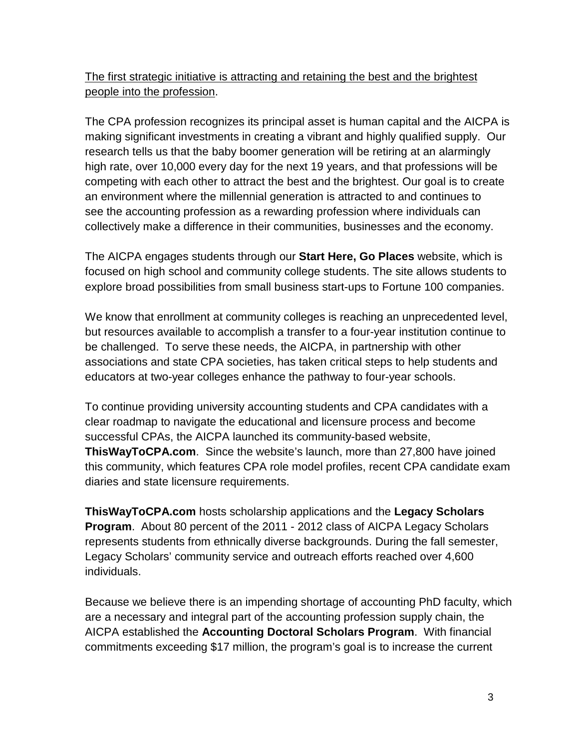<u>The first strategic initiative is attracting and retaining the best and the brightest people into the profession</u>.

The CPA profession recognizes its principal asset is human capital and the AICPA is making significant investments in creating a vibrant and highly qualified supply. Our research tells us that the baby boomer generation will be retiring at an alarmingly high rate, over 10,000 every day for the next 19 years, and that professions will be competing with each other to attract the best and the brightest. Our goal is to create an environment where the millennial generation is attracted to and continues to see the accounting profession as a rewarding profession where individuals can collectively make a difference in their communities, businesses and the economy.

The AICPA engages students through our **Start Here, Go Places** website, which is focused on high school and community college students. The site allows students to explore broad possibilities from small business start-ups to Fortune 100 companies.

We know that enrollment at community colleges is reaching an unprecedented level, but resources available to accomplish a transfer to a four-year institution continue to be challenged. To serve these needs, the AICPA, in partnership with other associations and state CPA societies, has taken critical steps to help students and educators at two-year colleges enhance the pathway to four-year schools.

To continue providing university accounting students and CPA candidates with a clear roadmap to navigate the educational and licensure process and become successful CPAs, the AICPA launched its community-based website, **ThisWayToCPA.com**. Since the website's launch, more than 27,800 have joined this community, which features CPA role model profiles, recent CPA candidate exam diaries and state licensure requirements.

**ThisWayToCPA.com** hosts scholarship applications and the **Legacy Scholars Program**. About 80 percent of the 2011 - 2012 class of AICPA Legacy Scholars represents students from ethnically diverse backgrounds. During the fall semester, Legacy Scholars' community service and outreach efforts reached over 4,600 individuals.

Because we believe there is an impending shortage of accounting PhD faculty, which are a necessary and integral part of the accounting profession supply chain, the AICPA established the **Accounting Doctoral Scholars Program**. With financial commitments exceeding $17 million, the program's goal is to increase the current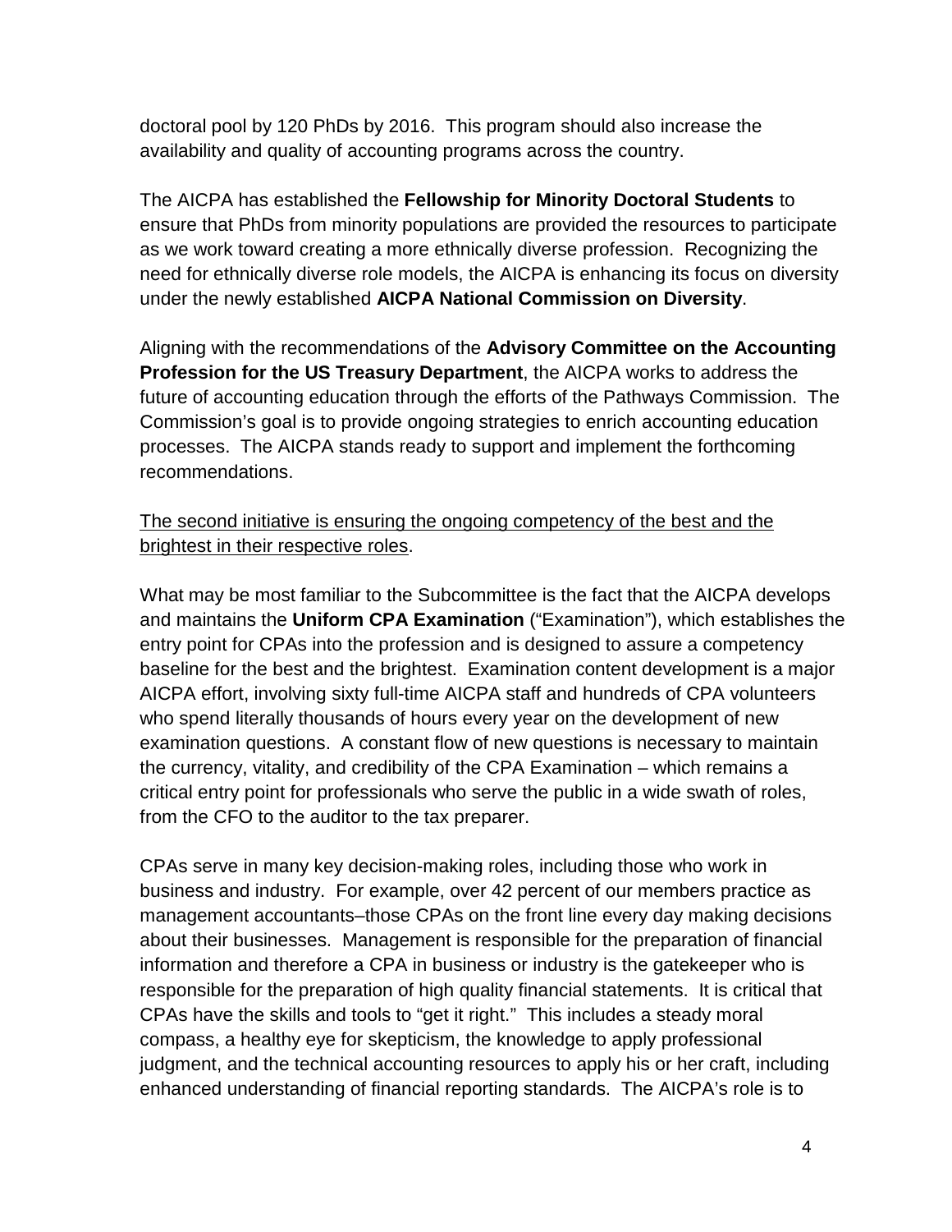doctoral pool by 120 PhDs by 2016. This program should also increase the availability and quality of accounting programs across the country.

The AICPA has established the **Fellowship for Minority Doctoral Students** to ensure that PhDs from minority populations are provided the resources to participate as we work toward creating a more ethnically diverse profession. Recognizing the need for ethnically diverse role models, the AICPA is enhancing its focus on diversity under the newly established **AICPA National Commission on Diversity**.

Aligning with the recommendations of the **Advisory Committee on the Accounting Profession for the US Treasury Department**, the AICPA works to address the future of accounting education through the efforts of the Pathways Commission. The Commission's goal is to provide ongoing strategies to enrich accounting education processes. The AICPA stands ready to support and implement the forthcoming recommendations.

<u>The second initiative is ensuring the ongoing competency of the best and the brightest in their respective roles</u>.

What may be most familiar to the Subcommittee is the fact that the AICPA develops and maintains the **Uniform CPA Examination** ("Examination"), which establishes the entry point for CPAs into the profession and is designed to assure a competency baseline for the best and the brightest. Examination content development is a major AICPA effort, involving sixty full-time AICPA staff and hundreds of CPA volunteers who spend literally thousands of hours every year on the development of new examination questions. A constant flow of new questions is necessary to maintain the currency, vitality, and credibility of the CPA Examination – which remains a critical entry point for professionals who serve the public in a wide swath of roles, from the CFO to the auditor to the tax preparer.

CPAs serve in many key decision-making roles, including those who work in business and industry. For example, over 42 percent of our members practice as management accountants–those CPAs on the front line every day making decisions about their businesses. Management is responsible for the preparation of financial information and therefore a CPA in business or industry is the gatekeeper who is responsible for the preparation of high quality financial statements. It is critical that CPAs have the skills and tools to "get it right." This includes a steady moral compass, a healthy eye for skepticism, the knowledge to apply professional judgment, and the technical accounting resources to apply his or her craft, including enhanced understanding of financial reporting standards. The AICPA's role is to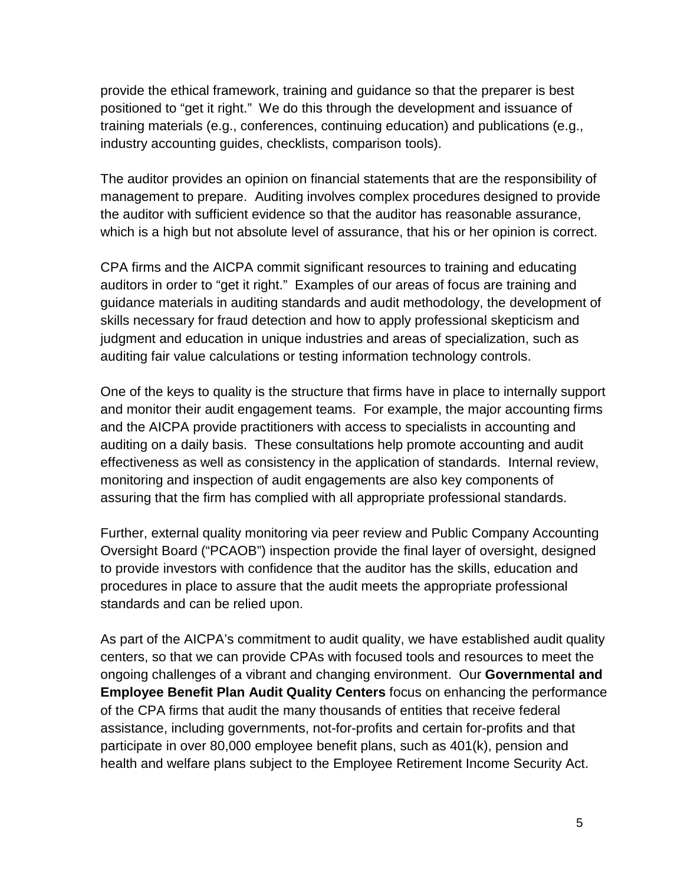provide the ethical framework, training and guidance so that the preparer is best positioned to "get it right." We do this through the development and issuance of training materials (e.g., conferences, continuing education) and publications (e.g., industry accounting guides, checklists, comparison tools).

The auditor provides an opinion on financial statements that are the responsibility of management to prepare. Auditing involves complex procedures designed to provide the auditor with sufficient evidence so that the auditor has reasonable assurance, which is a high but not absolute level of assurance, that his or her opinion is correct.

CPA firms and the AICPA commit significant resources to training and educating auditors in order to "get it right." Examples of our areas of focus are training and guidance materials in auditing standards and audit methodology, the development of skills necessary for fraud detection and how to apply professional skepticism and judgment and education in unique industries and areas of specialization, such as auditing fair value calculations or testing information technology controls.

One of the keys to quality is the structure that firms have in place to internally support and monitor their audit engagement teams. For example, the major accounting firms and the AICPA provide practitioners with access to specialists in accounting and auditing on a daily basis. These consultations help promote accounting and audit effectiveness as well as consistency in the application of standards. Internal review, monitoring and inspection of audit engagements are also key components of assuring that the firm has complied with all appropriate professional standards.

Further, external quality monitoring via peer review and Public Company Accounting Oversight Board ("PCAOB") inspection provide the final layer of oversight, designed to provide investors with confidence that the auditor has the skills, education and procedures in place to assure that the audit meets the appropriate professional standards and can be relied upon.

As part of the AICPA's commitment to audit quality, we have established audit quality centers, so that we can provide CPAs with focused tools and resources to meet the ongoing challenges of a vibrant and changing environment. Our **Governmental and Employee Benefit Plan Audit Quality Centers** focus on enhancing the performance of the CPA firms that audit the many thousands of entities that receive federal assistance, including governments, not-for-profits and certain for-profits and that participate in over 80,000 employee benefit plans, such as 401(k), pension and health and welfare plans subject to the Employee Retirement Income Security Act.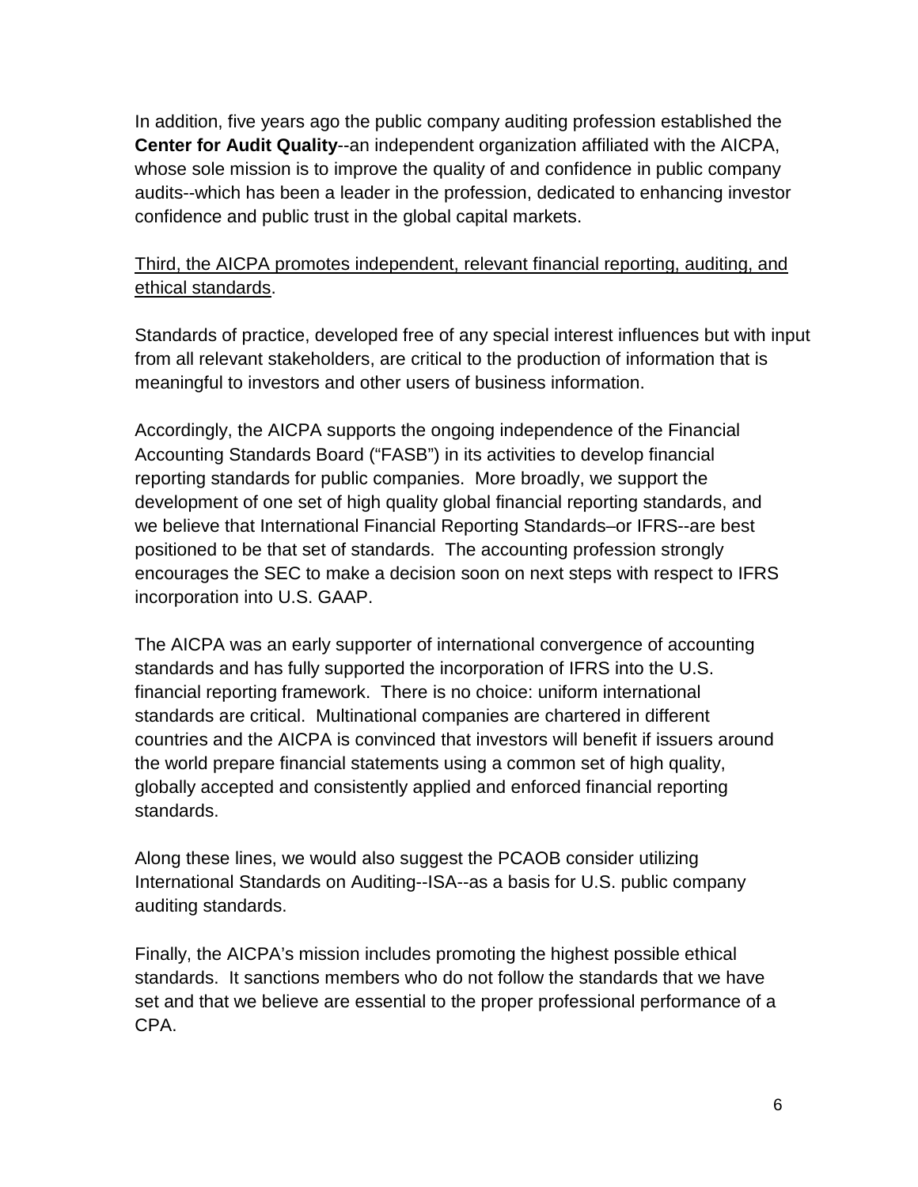In addition, five years ago the public company auditing profession established the **Center for Audit Quality**--an independent organization affiliated with the AICPA, whose sole mission is to improve the quality of and confidence in public company audits--which has been a leader in the profession, dedicated to enhancing investor confidence and public trust in the global capital markets.

<u>Third, the AICPA promotes independent, relevant financial reporting, auditing, and ethical standards</u>.

Standards of practice, developed free of any special interest influences but with input from all relevant stakeholders, are critical to the production of information that is meaningful to investors and other users of business information.

Accordingly, the AICPA supports the ongoing independence of the Financial Accounting Standards Board ("FASB") in its activities to develop financial reporting standards for public companies. More broadly, we support the development of one set of high quality global financial reporting standards, and we believe that International Financial Reporting Standards–or IFRS--are best positioned to be that set of standards. The accounting profession strongly encourages the SEC to make a decision soon on next steps with respect to IFRS incorporation into U.S. GAAP.

The AICPA was an early supporter of international convergence of accounting standards and has fully supported the incorporation of IFRS into the U.S. financial reporting framework. There is no choice: uniform international standards are critical. Multinational companies are chartered in different countries and the AICPA is convinced that investors will benefit if issuers around the world prepare financial statements using a common set of high quality, globally accepted and consistently applied and enforced financial reporting standards.

Along these lines, we would also suggest the PCAOB consider utilizing International Standards on Auditing--ISA--as a basis for U.S. public company auditing standards.

Finally, the AICPA's mission includes promoting the highest possible ethical standards. It sanctions members who do not follow the standards that we have set and that we believe are essential to the proper professional performance of a CPA.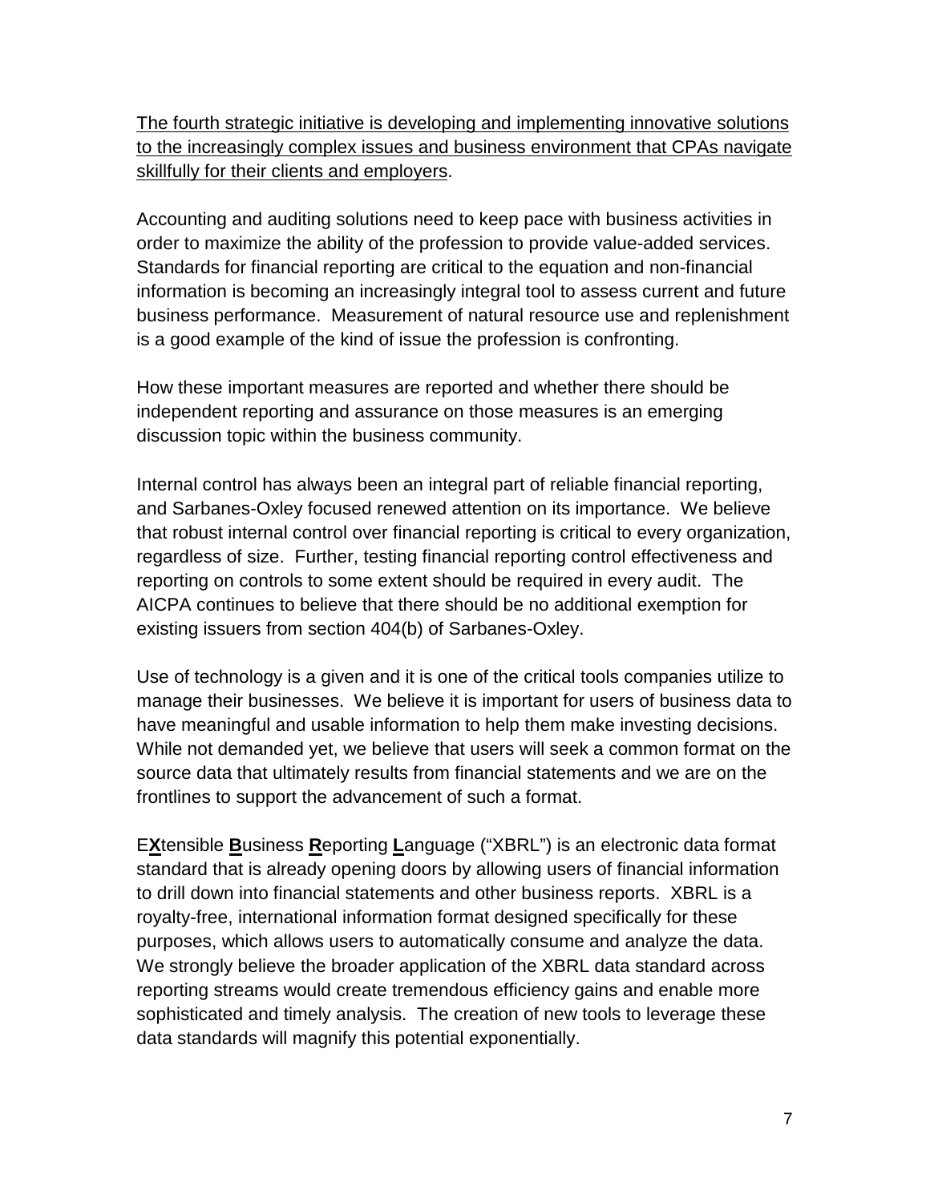<u>The fourth strategic initiative is developing and implementing innovative solutions to the increasingly complex issues and business environment that CPAs navigate skillfully for their clients and employers</u>.

Accounting and auditing solutions need to keep pace with business activities in order to maximize the ability of the profession to provide value-added services. Standards for financial reporting are critical to the equation and non-financial information is becoming an increasingly integral tool to assess current and future business performance. Measurement of natural resource use and replenishment is a good example of the kind of issue the profession is confronting.

How these important measures are reported and whether there should be independent reporting and assurance on those measures is an emerging discussion topic within the business community.

Internal control has always been an integral part of reliable financial reporting, and Sarbanes-Oxley focused renewed attention on its importance. We believe that robust internal control over financial reporting is critical to every organization, regardless of size. Further, testing financial reporting control effectiveness and reporting on controls to some extent should be required in every audit. The AICPA continues to believe that there should be no additional exemption for existing issuers from section 404(b) of Sarbanes-Oxley.

Use of technology is a given and it is one of the critical tools companies utilize to manage their businesses. We believe it is important for users of business data to have meaningful and usable information to help them make investing decisions. While not demanded yet, we believe that users will seek a common format on the source data that ultimately results from financial statements and we are on the frontlines to support the advancement of such a format.

E**<u>X</u>**tensible **<u>B</u>**usiness **<u>R</u>**eporting **<u>L</u>**anguage ("XBRL") is an electronic data format standard that is already opening doors by allowing users of financial information to drill down into financial statements and other business reports. XBRL is a royalty-free, international information format designed specifically for these purposes, which allows users to automatically consume and analyze the data. We strongly believe the broader application of the XBRL data standard across reporting streams would create tremendous efficiency gains and enable more sophisticated and timely analysis. The creation of new tools to leverage these data standards will magnify this potential exponentially.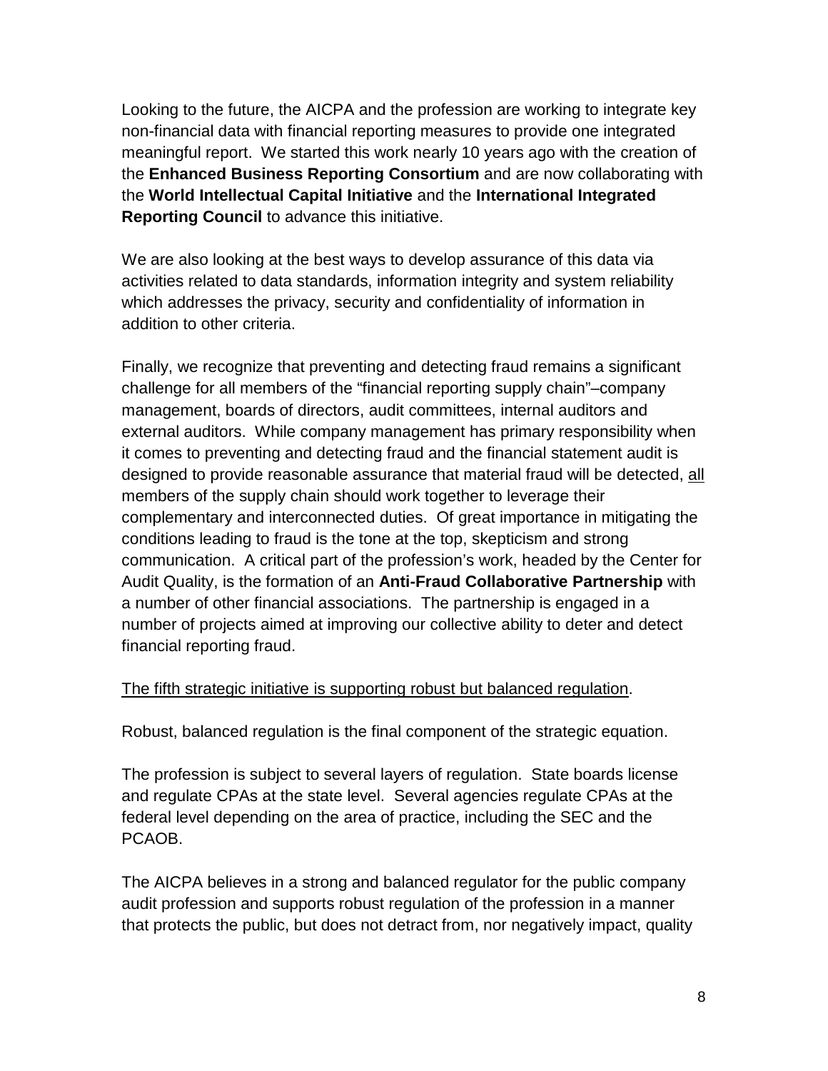Looking to the future, the AICPA and the profession are working to integrate key non-financial data with financial reporting measures to provide one integrated meaningful report. We started this work nearly 10 years ago with the creation of the **Enhanced Business Reporting Consortium** and are now collaborating with the **World Intellectual Capital Initiative** and the **International Integrated Reporting Council** to advance this initiative.

We are also looking at the best ways to develop assurance of this data via activities related to data standards, information integrity and system reliability which addresses the privacy, security and confidentiality of information in addition to other criteria.

Finally, we recognize that preventing and detecting fraud remains a significant challenge for all members of the "financial reporting supply chain"–company management, boards of directors, audit committees, internal auditors and external auditors. While company management has primary responsibility when it comes to preventing and detecting fraud and the financial statement audit is designed to provide reasonable assurance that material fraud will be detected, <u>all</u> members of the supply chain should work together to leverage their complementary and interconnected duties. Of great importance in mitigating the conditions leading to fraud is the tone at the top, skepticism and strong communication. A critical part of the profession's work, headed by the Center for Audit Quality, is the formation of an **Anti-Fraud Collaborative Partnership** with a number of other financial associations. The partnership is engaged in a number of projects aimed at improving our collective ability to deter and detect financial reporting fraud.

<u>The fifth strategic initiative is supporting robust but balanced regulation</u>.

Robust, balanced regulation is the final component of the strategic equation.

The profession is subject to several layers of regulation. State boards license and regulate CPAs at the state level. Several agencies regulate CPAs at the federal level depending on the area of practice, including the SEC and the PCAOB.

The AICPA believes in a strong and balanced regulator for the public company audit profession and supports robust regulation of the profession in a manner that protects the public, but does not detract from, nor negatively impact, quality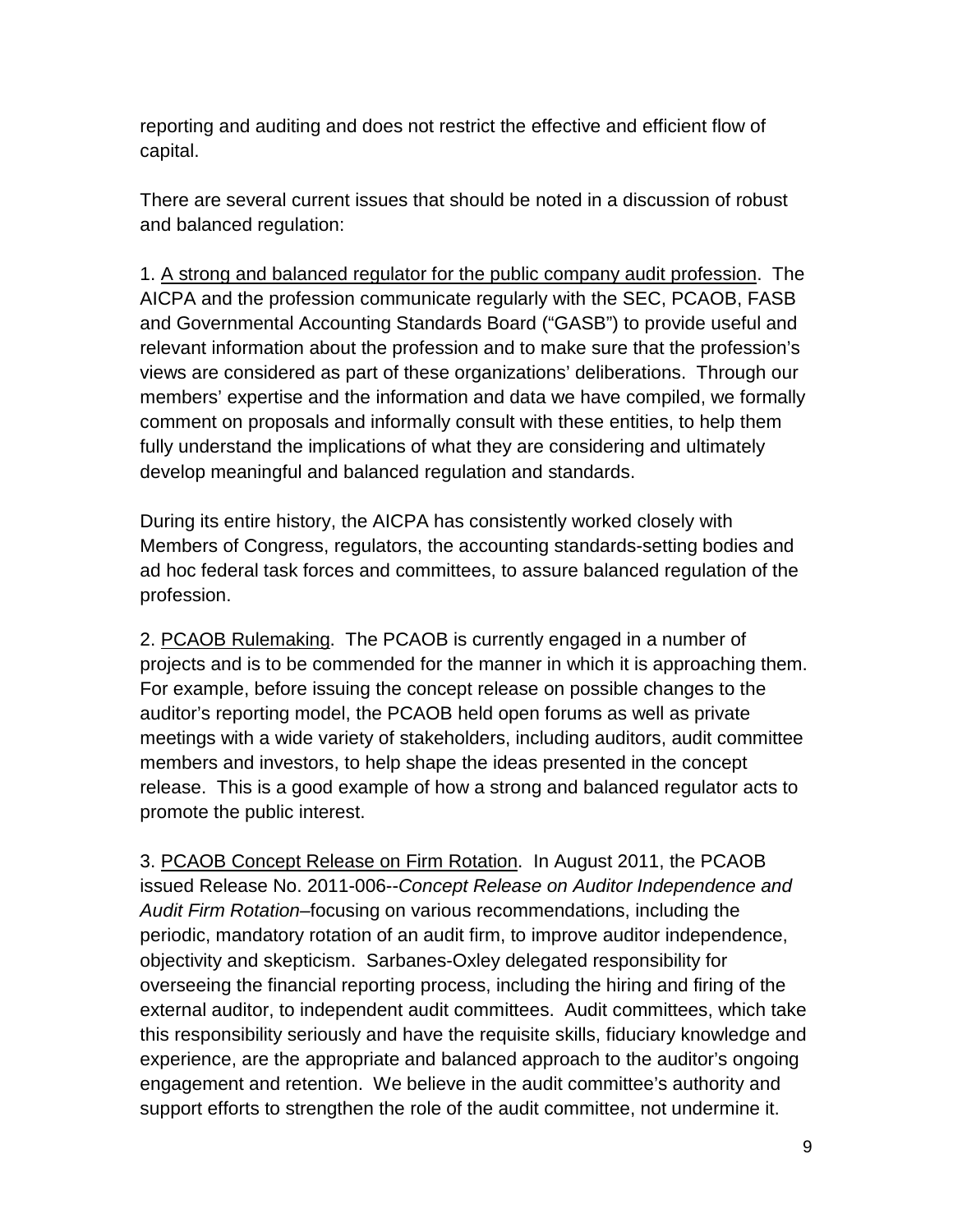reporting and auditing and does not restrict the effective and efficient flow of capital.

There are several current issues that should be noted in a discussion of robust and balanced regulation:

1. <u>A strong and balanced regulator for the public company audit profession</u>. The AICPA and the profession communicate regularly with the SEC, PCAOB, FASB and Governmental Accounting Standards Board ("GASB") to provide useful and relevant information about the profession and to make sure that the profession's views are considered as part of these organizations' deliberations. Through our members' expertise and the information and data we have compiled, we formally comment on proposals and informally consult with these entities, to help them fully understand the implications of what they are considering and ultimately develop meaningful and balanced regulation and standards.

During its entire history, the AICPA has consistently worked closely with Members of Congress, regulators, the accounting standards-setting bodies and ad hoc federal task forces and committees, to assure balanced regulation of the profession.

2. <u>PCAOB Rulemaking</u>. The PCAOB is currently engaged in a number of projects and is to be commended for the manner in which it is approaching them. For example, before issuing the concept release on possible changes to the auditor's reporting model, the PCAOB held open forums as well as private meetings with a wide variety of stakeholders, including auditors, audit committee members and investors, to help shape the ideas presented in the concept release. This is a good example of how a strong and balanced regulator acts to promote the public interest.

3. <u>PCAOB Concept Release on Firm Rotation</u>. In August 2011, the PCAOB issued Release No. 2011-006--*Concept Release on Auditor Independence and Audit Firm Rotation*–focusing on various recommendations, including the periodic, mandatory rotation of an audit firm, to improve auditor independence, objectivity and skepticism. Sarbanes-Oxley delegated responsibility for overseeing the financial reporting process, including the hiring and firing of the external auditor, to independent audit committees. Audit committees, which take this responsibility seriously and have the requisite skills, fiduciary knowledge and experience, are the appropriate and balanced approach to the auditor's ongoing engagement and retention. We believe in the audit committee's authority and support efforts to strengthen the role of the audit committee, not undermine it.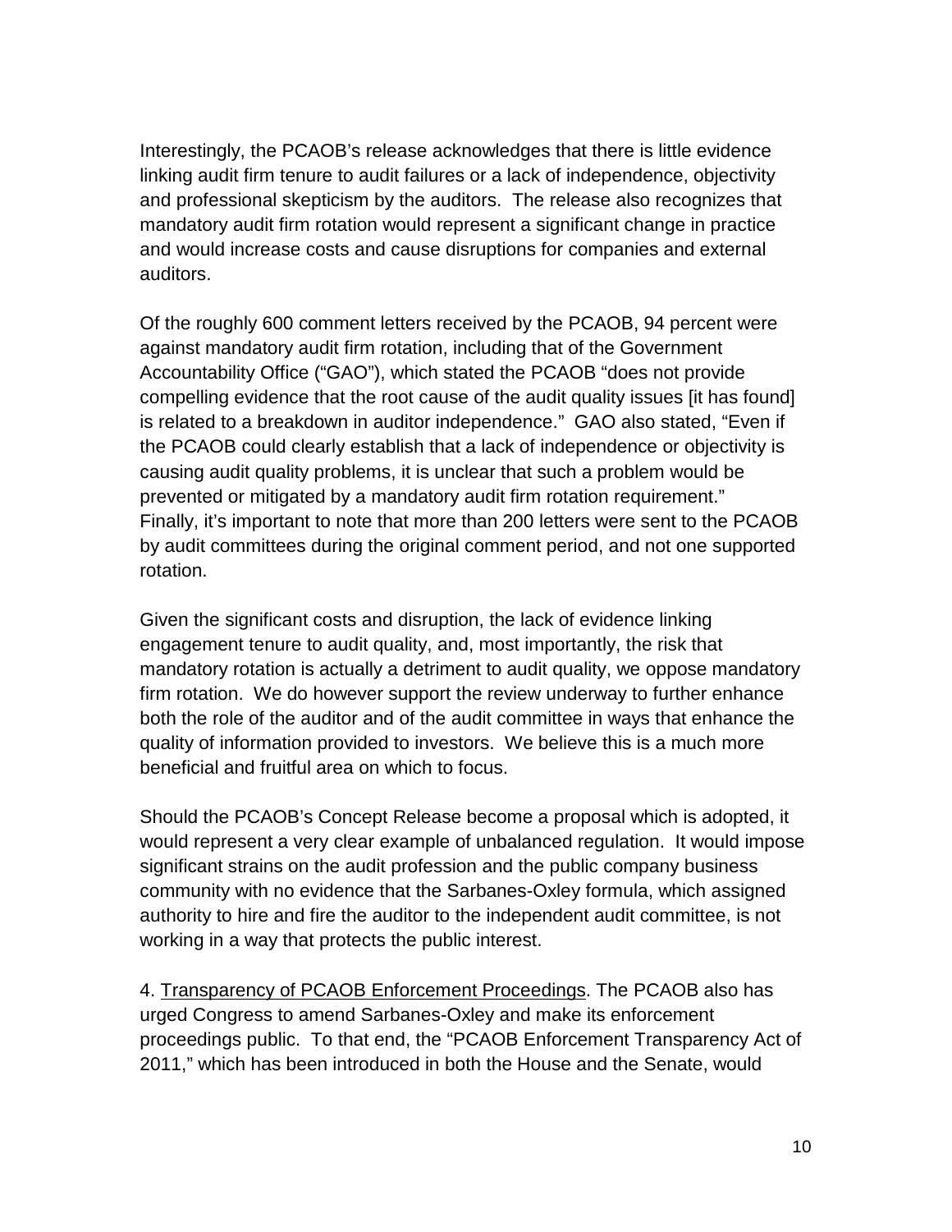Interestingly, the PCAOB's release acknowledges that there is little evidence linking audit firm tenure to audit failures or a lack of independence, objectivity and professional skepticism by the auditors. The release also recognizes that mandatory audit firm rotation would represent a significant change in practice and would increase costs and cause disruptions for companies and external auditors.

Of the roughly 600 comment letters received by the PCAOB, 94 percent were against mandatory audit firm rotation, including that of the Government Accountability Office ("GAO"), which stated the PCAOB "does not provide compelling evidence that the root cause of the audit quality issues [it has found] is related to a breakdown in auditor independence." GAO also stated, "Even if the PCAOB could clearly establish that a lack of independence or objectivity is causing audit quality problems, it is unclear that such a problem would be prevented or mitigated by a mandatory audit firm rotation requirement." Finally, it's important to note that more than 200 letters were sent to the PCAOB by audit committees during the original comment period, and not one supported rotation.

Given the significant costs and disruption, the lack of evidence linking engagement tenure to audit quality, and, most importantly, the risk that mandatory rotation is actually a detriment to audit quality, we oppose mandatory firm rotation. We do however support the review underway to further enhance both the role of the auditor and of the audit committee in ways that enhance the quality of information provided to investors. We believe this is a much more beneficial and fruitful area on which to focus.

Should the PCAOB's Concept Release become a proposal which is adopted, it would represent a very clear example of unbalanced regulation. It would impose significant strains on the audit profession and the public company business community with no evidence that the Sarbanes-Oxley formula, which assigned authority to hire and fire the auditor to the independent audit committee, is not working in a way that protects the public interest.

4. Transparency of PCAOB Enforcement Proceedings. The PCAOB also has urged Congress to amend Sarbanes-Oxley and make its enforcement proceedings public. To that end, the "PCAOB Enforcement Transparency Act of 2011," which has been introduced in both the House and the Senate, would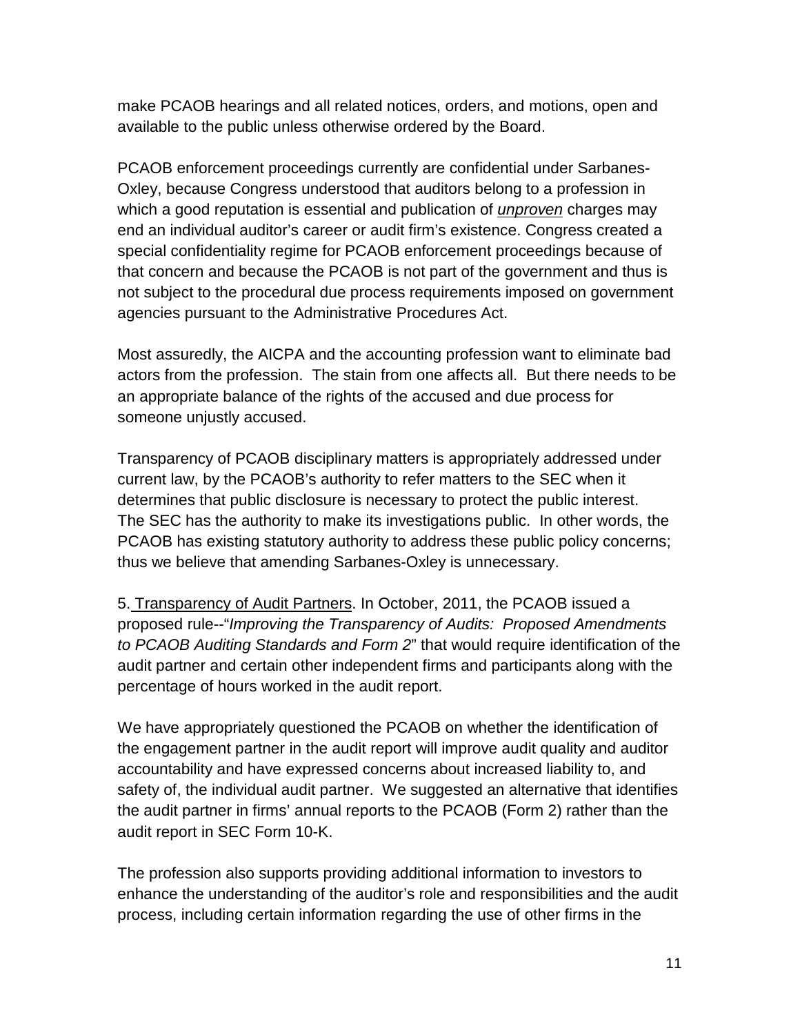make PCAOB hearings and all related notices, orders, and motions, open and available to the public unless otherwise ordered by the Board.

PCAOB enforcement proceedings currently are confidential under Sarbanes-Oxley, because Congress understood that auditors belong to a profession in which a good reputation is essential and publication of *unproven* charges may end an individual auditor's career or audit firm's existence. Congress created a special confidentiality regime for PCAOB enforcement proceedings because of that concern and because the PCAOB is not part of the government and thus is not subject to the procedural due process requirements imposed on government agencies pursuant to the Administrative Procedures Act.

Most assuredly, the AICPA and the accounting profession want to eliminate bad actors from the profession. The stain from one affects all. But there needs to be an appropriate balance of the rights of the accused and due process for someone unjustly accused.

Transparency of PCAOB disciplinary matters is appropriately addressed under current law, by the PCAOB's authority to refer matters to the SEC when it determines that public disclosure is necessary to protect the public interest. The SEC has the authority to make its investigations public. In other words, the PCAOB has existing statutory authority to address these public policy concerns; thus we believe that amending Sarbanes-Oxley is unnecessary.

5. Transparency of Audit Partners. In October, 2011, the PCAOB issued a proposed rule--"*Improving the Transparency of Audits: Proposed Amendments to PCAOB Auditing Standards and Form 2*" that would require identification of the audit partner and certain other independent firms and participants along with the percentage of hours worked in the audit report.

We have appropriately questioned the PCAOB on whether the identification of the engagement partner in the audit report will improve audit quality and auditor accountability and have expressed concerns about increased liability to, and safety of, the individual audit partner. We suggested an alternative that identifies the audit partner in firms' annual reports to the PCAOB (Form 2) rather than the audit report in SEC Form 10-K.

The profession also supports providing additional information to investors to enhance the understanding of the auditor's role and responsibilities and the audit process, including certain information regarding the use of other firms in the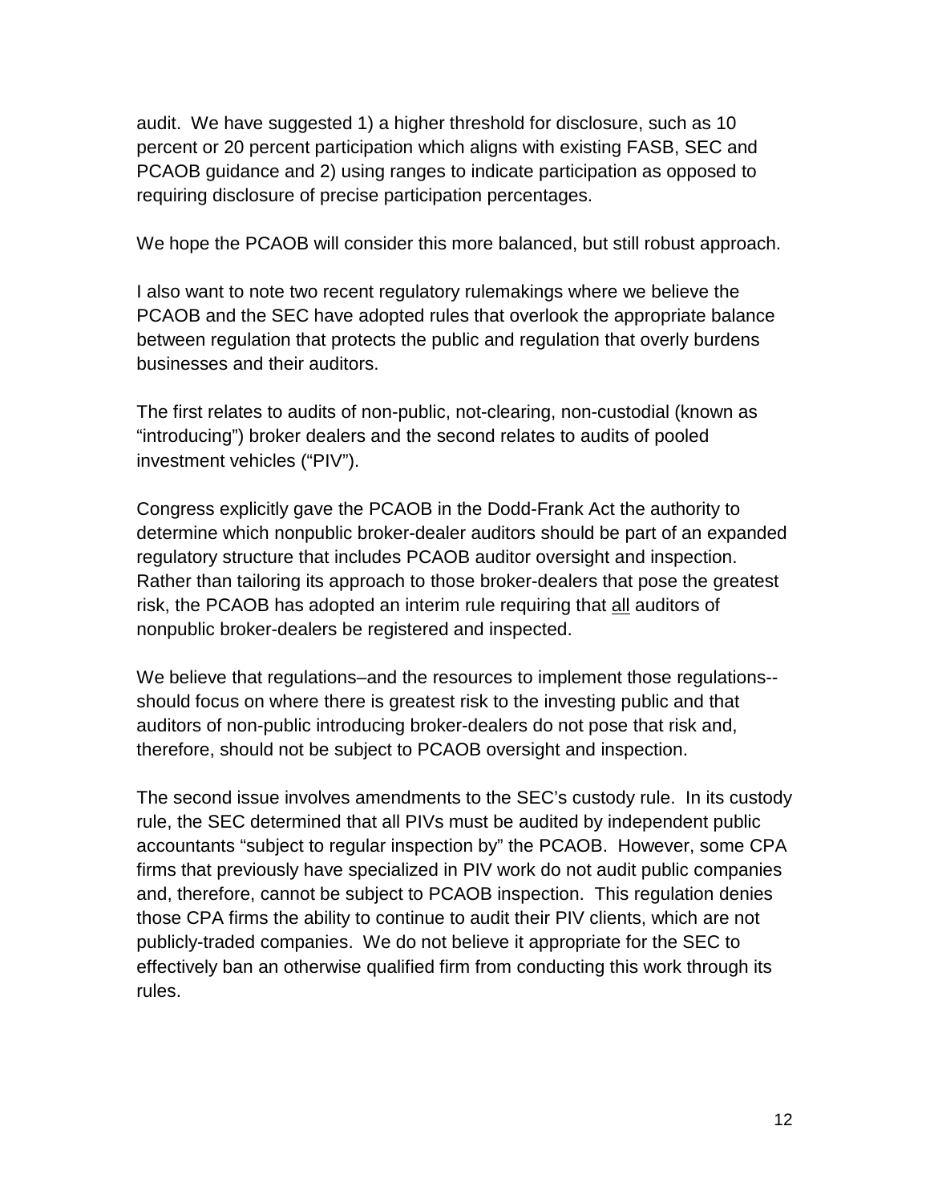audit. We have suggested 1) a higher threshold for disclosure, such as 10 percent or 20 percent participation which aligns with existing FASB, SEC and PCAOB guidance and 2) using ranges to indicate participation as opposed to requiring disclosure of precise participation percentages.

We hope the PCAOB will consider this more balanced, but still robust approach.

I also want to note two recent regulatory rulemakings where we believe the PCAOB and the SEC have adopted rules that overlook the appropriate balance between regulation that protects the public and regulation that overly burdens businesses and their auditors.

The first relates to audits of non-public, not-clearing, non-custodial (known as "introducing") broker dealers and the second relates to audits of pooled investment vehicles ("PIV").

Congress explicitly gave the PCAOB in the Dodd-Frank Act the authority to determine which nonpublic broker-dealer auditors should be part of an expanded regulatory structure that includes PCAOB auditor oversight and inspection. Rather than tailoring its approach to those broker-dealers that pose the greatest risk, the PCAOB has adopted an interim rule requiring that <u>all</u> auditors of nonpublic broker-dealers be registered and inspected.

We believe that regulations–and the resources to implement those regulations--should focus on where there is greatest risk to the investing public and that auditors of non-public introducing broker-dealers do not pose that risk and, therefore, should not be subject to PCAOB oversight and inspection.

The second issue involves amendments to the SEC's custody rule. In its custody rule, the SEC determined that all PIVs must be audited by independent public accountants "subject to regular inspection by" the PCAOB. However, some CPA firms that previously have specialized in PIV work do not audit public companies and, therefore, cannot be subject to PCAOB inspection. This regulation denies those CPA firms the ability to continue to audit their PIV clients, which are not publicly-traded companies. We do not believe it appropriate for the SEC to effectively ban an otherwise qualified firm from conducting this work through its rules.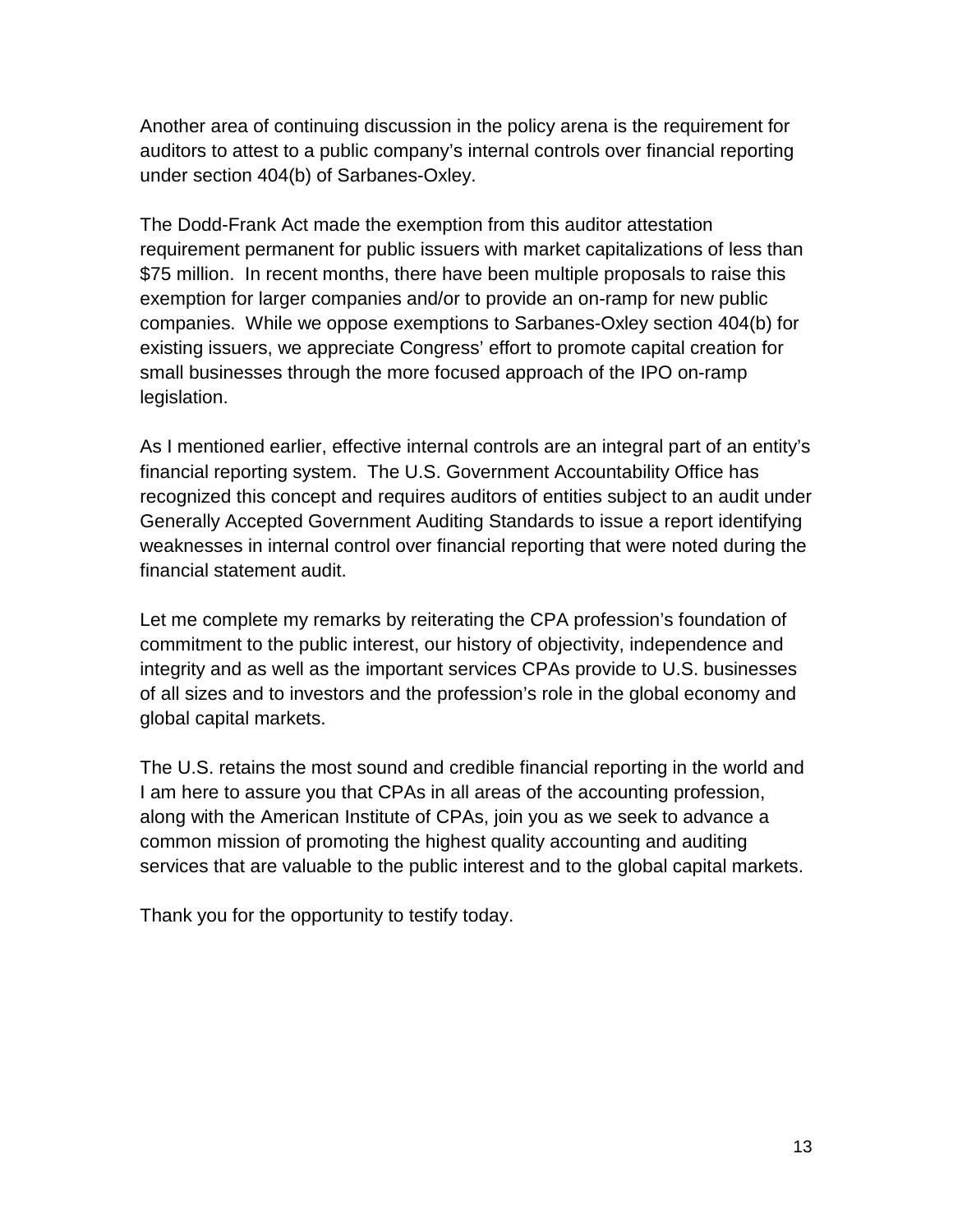Another area of continuing discussion in the policy arena is the requirement for auditors to attest to a public company's internal controls over financial reporting under section 404(b) of Sarbanes-Oxley.

The Dodd-Frank Act made the exemption from this auditor attestation requirement permanent for public issuers with market capitalizations of less than $75 million. In recent months, there have been multiple proposals to raise this exemption for larger companies and/or to provide an on-ramp for new public companies. While we oppose exemptions to Sarbanes-Oxley section 404(b) for existing issuers, we appreciate Congress' effort to promote capital creation for small businesses through the more focused approach of the IPO on-ramp legislation.

As I mentioned earlier, effective internal controls are an integral part of an entity's financial reporting system. The U.S. Government Accountability Office has recognized this concept and requires auditors of entities subject to an audit under Generally Accepted Government Auditing Standards to issue a report identifying weaknesses in internal control over financial reporting that were noted during the financial statement audit.

Let me complete my remarks by reiterating the CPA profession's foundation of commitment to the public interest, our history of objectivity, independence and integrity and as well as the important services CPAs provide to U.S. businesses of all sizes and to investors and the profession's role in the global economy and global capital markets.

The U.S. retains the most sound and credible financial reporting in the world and I am here to assure you that CPAs in all areas of the accounting profession, along with the American Institute of CPAs, join you as we seek to advance a common mission of promoting the highest quality accounting and auditing services that are valuable to the public interest and to the global capital markets.

Thank you for the opportunity to testify today.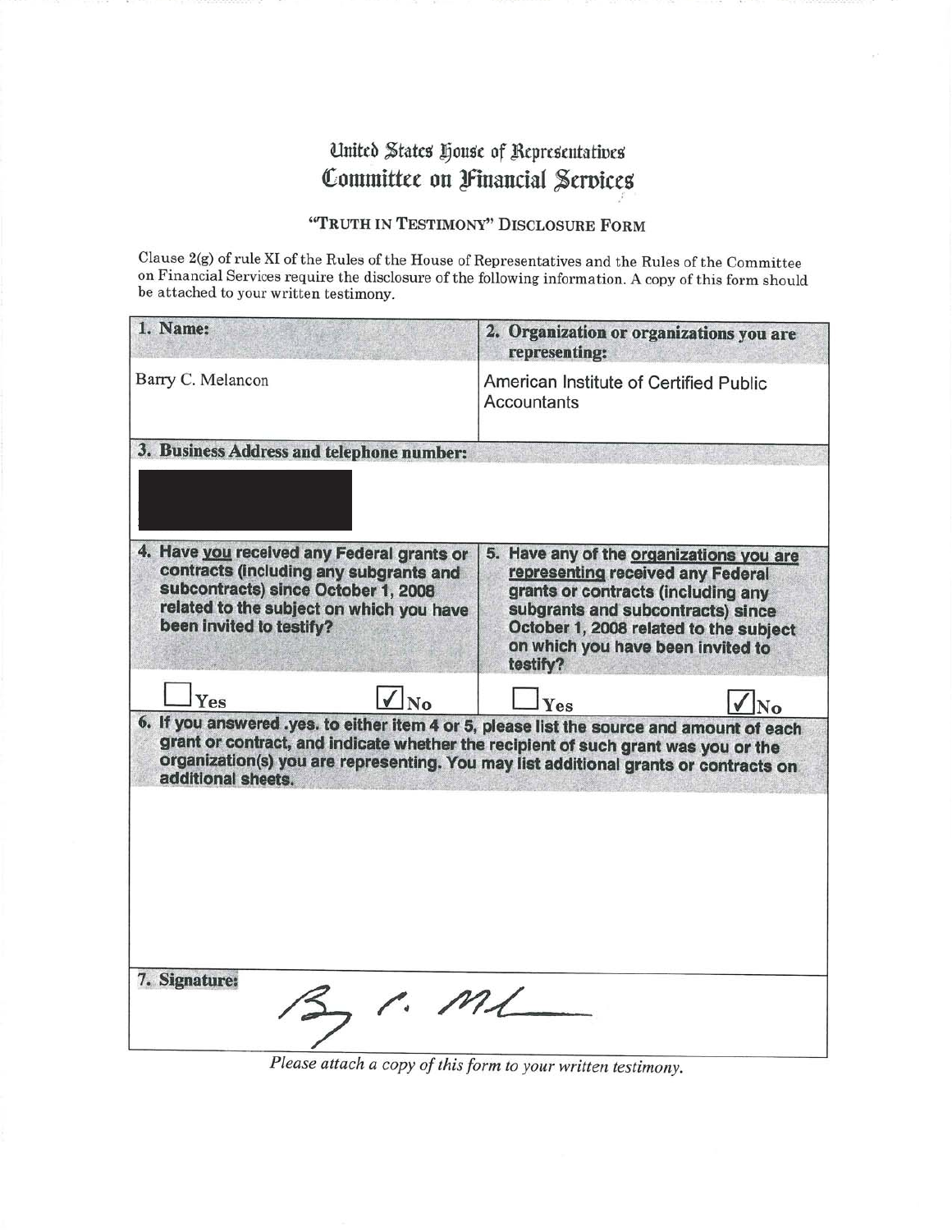# United States House of Representatives
# Committee on Financial Services

## "TRUTH IN TESTIMONY" DISCLOSURE FORM

Clause 2(g) of rule XI of the Rules of the House of Representatives and the Rules of the Committee on Financial Services require the disclosure of the following information. A copy of this form should be attached to your written testimony.

| | |
|---|---|
| **1. Name:** | **2. Organization or organizations you are representing:** |
| Barry C. Melancon | American Institute of Certified Public Accountants |
| **3. Business Address and telephone number:** | |
| [REDACTED] | |
| **4. Have you received any Federal grants or contracts (including any subgrants and subcontracts) since October 1, 2008 related to the subject on which you have been invited to testify?** | **5. Have any of the organizations you are representing received any Federal grants or contracts (including any subgrants and subcontracts) since October 1, 2008 related to the subject on which you have been invited to testify?** |
| ☐ Yes ☑ No | ☐ Yes ☑ No |
| **6. If you answered .yes. to either item 4 or 5, please list the source and amount of each grant or contract, and indicate whether the recipient of such grant was you or the organization(s) you are representing. You may list additional grants or contracts on additional sheets.** | |
| | |
| **7. Signature:** [signature] | |

*Please attach a copy of this form to your written testimony.*